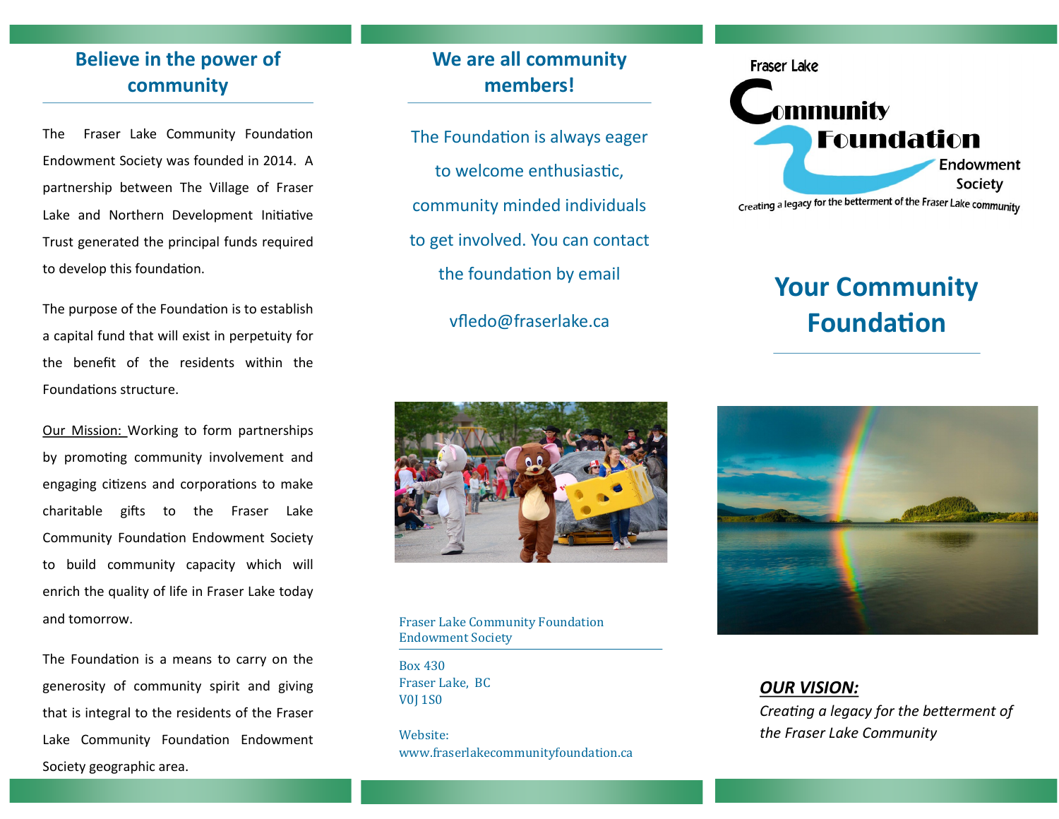## Believe in the power of community

The Fraser Lake Community Foundation Endowment Society was founded in 2014. A partnership between The Village of Fraser Lake and Northern Development Initiative Trust generated the principal funds required to develop this foundation.

The purpose of the Foundation is to establish a capital fund that will exist in perpetuity for the benefit of the residents within the Foundations structure.

Our Mission: Working to form partnerships by promoting community involvement and engaging citizens and corporations to make charitable gifts to the Fraser Lake Community Foundation Endowment Society to build community capacity which will enrich the quality of life in Fraser Lake today and tomorrow.

The Foundation is a means to carry on the generosity of community spirit and giving that is integral to the residents of the Fraser Lake Community Foundation Endowment Society geographic area.

## We are all community members!

The Foundation is always eager to welcome enthusiastic, community minded individuals to get involved. You can contact the foundation by email

vfledo@fraserlake.ca

Fraser Lake Community Foundation Endowment Society

Box 430
Fraser Lake, BC
V0J 1S0

Website:
www.fraserlakecommunityfoundation.ca

Fraser Lake Community Foundation Endowment Society

Creating a legacy for the betterment of the Fraser Lake community

# Your Community Foundation

***OUR VISION:***

*Creating a legacy for the betterment of the Fraser Lake Community*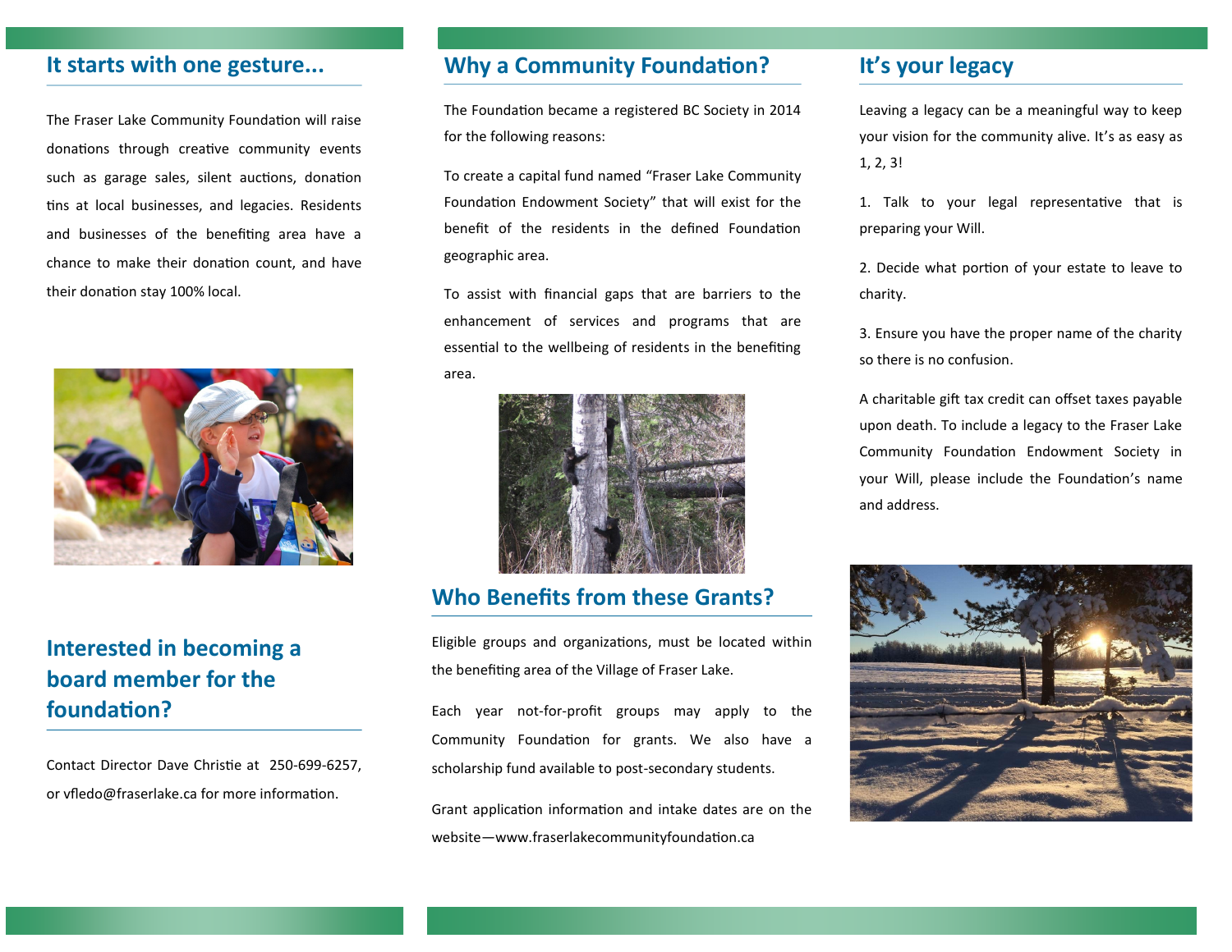## It starts with one gesture...

The Fraser Lake Community Foundation will raise donations through creative community events such as garage sales, silent auctions, donation tins at local businesses, and legacies. Residents and businesses of the benefiting area have a chance to make their donation count, and have their donation stay 100% local.

## Interested in becoming a board member for the foundation?

Contact Director Dave Christie at 250-699-6257, or vfledo@fraserlake.ca for more information.

## Why a Community Foundation?

The Foundation became a registered BC Society in 2014 for the following reasons:

To create a capital fund named "Fraser Lake Community Foundation Endowment Society" that will exist for the benefit of the residents in the defined Foundation geographic area.

To assist with financial gaps that are barriers to the enhancement of services and programs that are essential to the wellbeing of residents in the benefiting area.

## Who Benefits from these Grants?

Eligible groups and organizations, must be located within the benefiting area of the Village of Fraser Lake.

Each year not-for-profit groups may apply to the Community Foundation for grants. We also have a scholarship fund available to post-secondary students.

Grant application information and intake dates are on the website—www.fraserlakecommunityfoundation.ca

## It's your legacy

Leaving a legacy can be a meaningful way to keep your vision for the community alive. It's as easy as 1, 2, 3!

1. Talk to your legal representative that is preparing your Will.

2. Decide what portion of your estate to leave to charity.

3. Ensure you have the proper name of the charity so there is no confusion.

A charitable gift tax credit can offset taxes payable upon death. To include a legacy to the Fraser Lake Community Foundation Endowment Society in your Will, please include the Foundation's name and address.